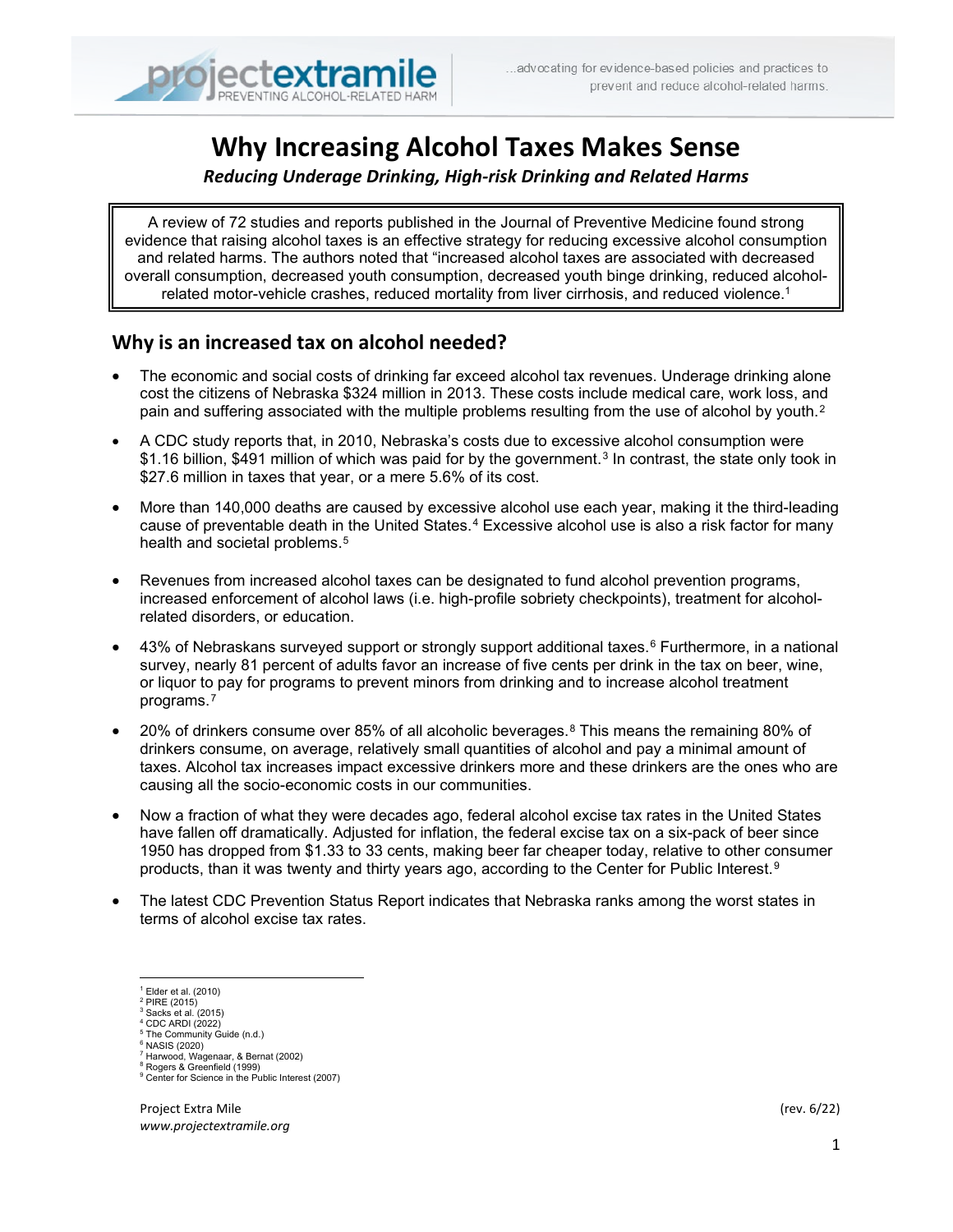# Why Increasing Alcohol Taxes Makes Sense

***Reducing Underage Drinking, High-risk Drinking and Related Harms***

A review of 72 studies and reports published in the Journal of Preventive Medicine found strong evidence that raising alcohol taxes is an effective strategy for reducing excessive alcohol consumption and related harms. The authors noted that "increased alcohol taxes are associated with decreased overall consumption, decreased youth consumption, decreased youth binge drinking, reduced alcohol-related motor-vehicle crashes, reduced mortality from liver cirrhosis, and reduced violence.[1]

## Why is an increased tax on alcohol needed?

- The economic and social costs of drinking far exceed alcohol tax revenues. Underage drinking alone cost the citizens of Nebraska $324 million in 2013. These costs include medical care, work loss, and pain and suffering associated with the multiple problems resulting from the use of alcohol by youth.[2]
- A CDC study reports that, in 2010, Nebraska's costs due to excessive alcohol consumption were $1.16 billion, $491 million of which was paid for by the government.[3] In contrast, the state only took in $27.6 million in taxes that year, or a mere 5.6% of its cost.
- More than 140,000 deaths are caused by excessive alcohol use each year, making it the third-leading cause of preventable death in the United States.[4] Excessive alcohol use is also a risk factor for many health and societal problems.[5]
- Revenues from increased alcohol taxes can be designated to fund alcohol prevention programs, increased enforcement of alcohol laws (i.e. high-profile sobriety checkpoints), treatment for alcohol-related disorders, or education.
- 43% of Nebraskans surveyed support or strongly support additional taxes.[6] Furthermore, in a national survey, nearly 81 percent of adults favor an increase of five cents per drink in the tax on beer, wine, or liquor to pay for programs to prevent minors from drinking and to increase alcohol treatment programs.[7]
- 20% of drinkers consume over 85% of all alcoholic beverages.[8] This means the remaining 80% of drinkers consume, on average, relatively small quantities of alcohol and pay a minimal amount of taxes. Alcohol tax increases impact excessive drinkers more and these drinkers are the ones who are causing all the socio-economic costs in our communities.
- Now a fraction of what they were decades ago, federal alcohol excise tax rates in the United States have fallen off dramatically. Adjusted for inflation, the federal excise tax on a six-pack of beer since 1950 has dropped from $1.33 to 33 cents, making beer far cheaper today, relative to other consumer products, than it was twenty and thirty years ago, according to the Center for Public Interest.[9]
- The latest CDC Prevention Status Report indicates that Nebraska ranks among the worst states in terms of alcohol excise tax rates.

---

[1] Elder et al. (2010)
[2] PIRE (2015)
[3] Sacks et al. (2015)
[4] CDC ARDI (2022)
[5] The Community Guide (n.d.)
[6] NASIS (2020)
[7] Harwood, Wagenaar, & Bernat (2002)
[8] Rogers & Greenfield (1999)
[9] Center for Science in the Public Interest (2007)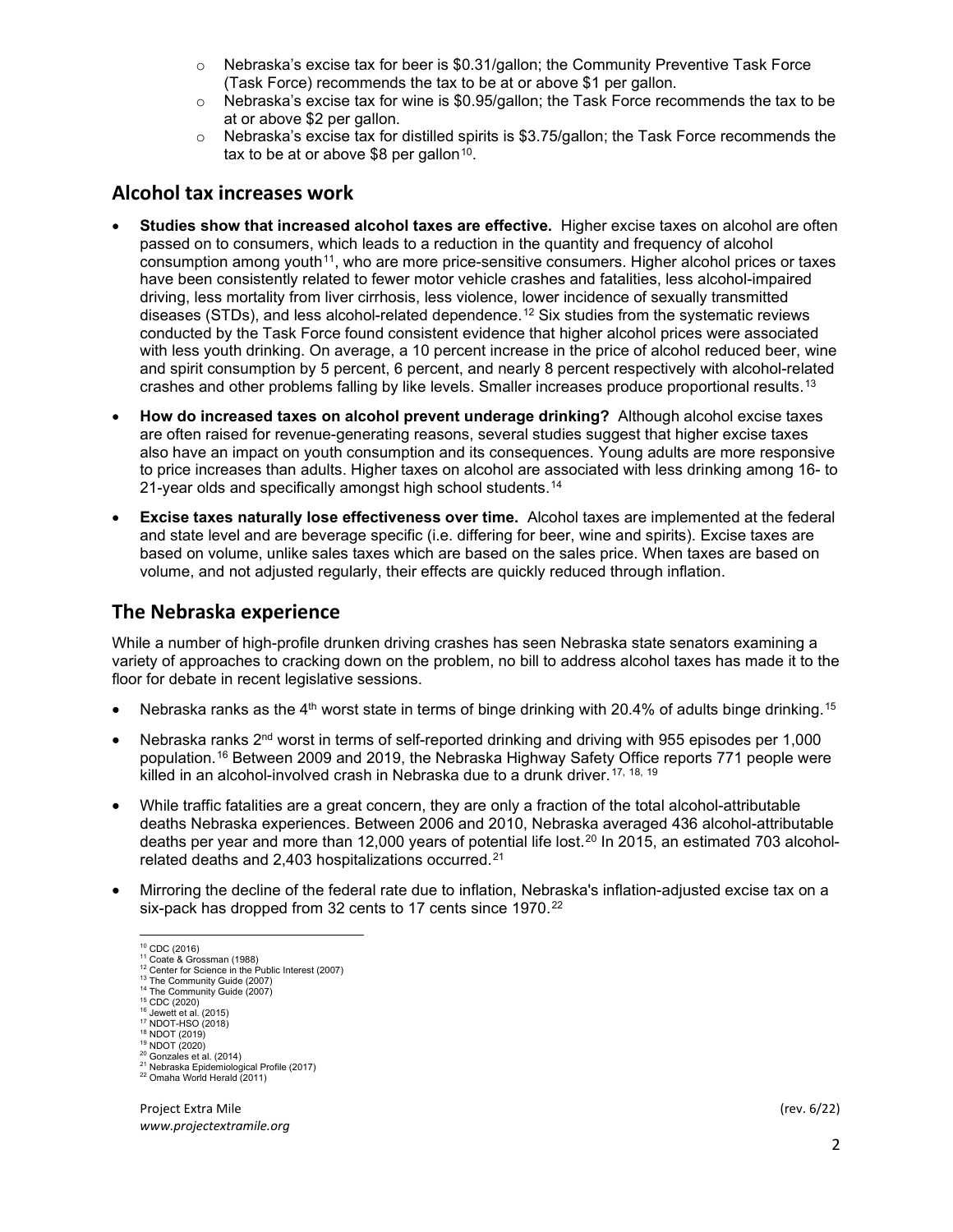- Nebraska's excise tax for beer is $0.31/gallon; the Community Preventive Task Force (Task Force) recommends the tax to be at or above $1 per gallon.
- Nebraska's excise tax for wine is $0.95/gallon; the Task Force recommends the tax to be at or above $2 per gallon.
- Nebraska's excise tax for distilled spirits is $3.75/gallon; the Task Force recommends the tax to be at or above $8 per gallon[10].

## Alcohol tax increases work

- **Studies show that increased alcohol taxes are effective.** Higher excise taxes on alcohol are often passed on to consumers, which leads to a reduction in the quantity and frequency of alcohol consumption among youth[11], who are more price-sensitive consumers. Higher alcohol prices or taxes have been consistently related to fewer motor vehicle crashes and fatalities, less alcohol-impaired driving, less mortality from liver cirrhosis, less violence, lower incidence of sexually transmitted diseases (STDs), and less alcohol-related dependence.[12] Six studies from the systematic reviews conducted by the Task Force found consistent evidence that higher alcohol prices were associated with less youth drinking. On average, a 10 percent increase in the price of alcohol reduced beer, wine and spirit consumption by 5 percent, 6 percent, and nearly 8 percent respectively with alcohol-related crashes and other problems falling by like levels. Smaller increases produce proportional results.[13]
- **How do increased taxes on alcohol prevent underage drinking?** Although alcohol excise taxes are often raised for revenue-generating reasons, several studies suggest that higher excise taxes also have an impact on youth consumption and its consequences. Young adults are more responsive to price increases than adults. Higher taxes on alcohol are associated with less drinking among 16- to 21-year olds and specifically amongst high school students.[14]
- **Excise taxes naturally lose effectiveness over time.** Alcohol taxes are implemented at the federal and state level and are beverage specific (i.e. differing for beer, wine and spirits). Excise taxes are based on volume, unlike sales taxes which are based on the sales price. When taxes are based on volume, and not adjusted regularly, their effects are quickly reduced through inflation.

## The Nebraska experience

While a number of high-profile drunken driving crashes has seen Nebraska state senators examining a variety of approaches to cracking down on the problem, no bill to address alcohol taxes has made it to the floor for debate in recent legislative sessions.

- Nebraska ranks as the 4th worst state in terms of binge drinking with 20.4% of adults binge drinking.[15]
- Nebraska ranks 2nd worst in terms of self-reported drinking and driving with 955 episodes per 1,000 population.[16] Between 2009 and 2019, the Nebraska Highway Safety Office reports 771 people were killed in an alcohol-involved crash in Nebraska due to a drunk driver.[17, 18, 19]
- While traffic fatalities are a great concern, they are only a fraction of the total alcohol-attributable deaths Nebraska experiences. Between 2006 and 2010, Nebraska averaged 436 alcohol-attributable deaths per year and more than 12,000 years of potential life lost.[20] In 2015, an estimated 703 alcohol-related deaths and 2,403 hospitalizations occurred.[21]
- Mirroring the decline of the federal rate due to inflation, Nebraska's inflation-adjusted excise tax on a six-pack has dropped from 32 cents to 17 cents since 1970.[22]

---

[10] CDC (2016)
[11] Coate & Grossman (1988)
[12] Center for Science in the Public Interest (2007)
[13] The Community Guide (2007)
[14] The Community Guide (2007)
[15] CDC (2020)
[16] Jewett et al. (2015)
[17] NDOT-HSO (2018)
[18] NDOT (2019)
[19] NDOT (2020)
[20] Gonzales et al. (2014)
[21] Nebraska Epidemiological Profile (2017)
[22] Omaha World Herald (2011)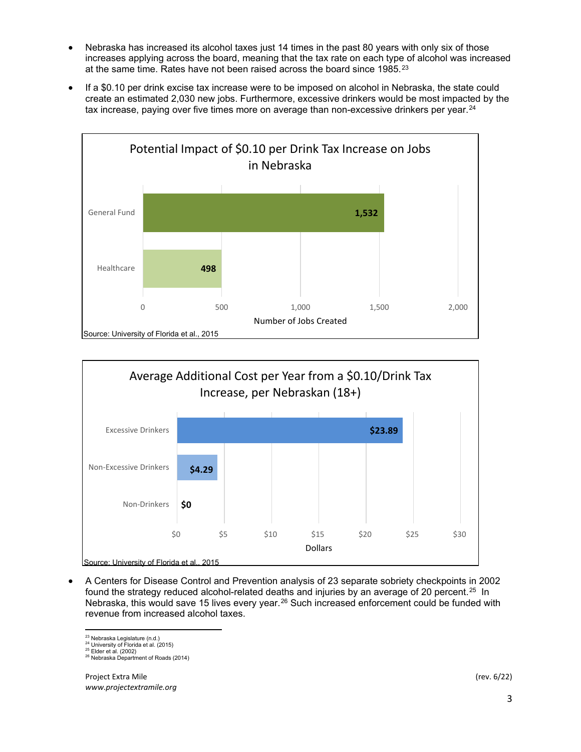- Nebraska has increased its alcohol taxes just 14 times in the past 80 years with only six of those increases applying across the board, meaning that the tax rate on each type of alcohol was increased at the same time. Rates have not been raised across the board since 1985.[23]
- If a $0.10 per drink excise tax increase were to be imposed on alcohol in Nebraska, the state could create an estimated 2,030 new jobs. Furthermore, excessive drinkers would be most impacted by the tax increase, paying over five times more on average than non-excessive drinkers per year.[24]

**Potential Impact of $0.10 per Drink Tax Increase on Jobs in Nebraska**

| Category | Number of Jobs Created |
| --- | --- |
| General Fund | 1,532 |
| Healthcare | 498 |

Source: University of Florida et al., 2015

**Average Additional Cost per Year from a $0.10/Drink Tax Increase, per Nebraskan (18+)**

| Category | Dollars |
| --- | --- |
| Excessive Drinkers | $23.89 |
| Non-Excessive Drinkers | $4.29 |
| Non-Drinkers | $0 |

Source: University of Florida et al., 2015

- A Centers for Disease Control and Prevention analysis of 23 separate sobriety checkpoints in 2002 found the strategy reduced alcohol-related deaths and injuries by an average of 20 percent.[25] In Nebraska, this would save 15 lives every year.[26] Such increased enforcement could be funded with revenue from increased alcohol taxes.

---

[23] Nebraska Legislature (n.d.)
[24] University of Florida et al. (2015)
[25] Elder et al. (2002)
[26] Nebraska Department of Roads (2014)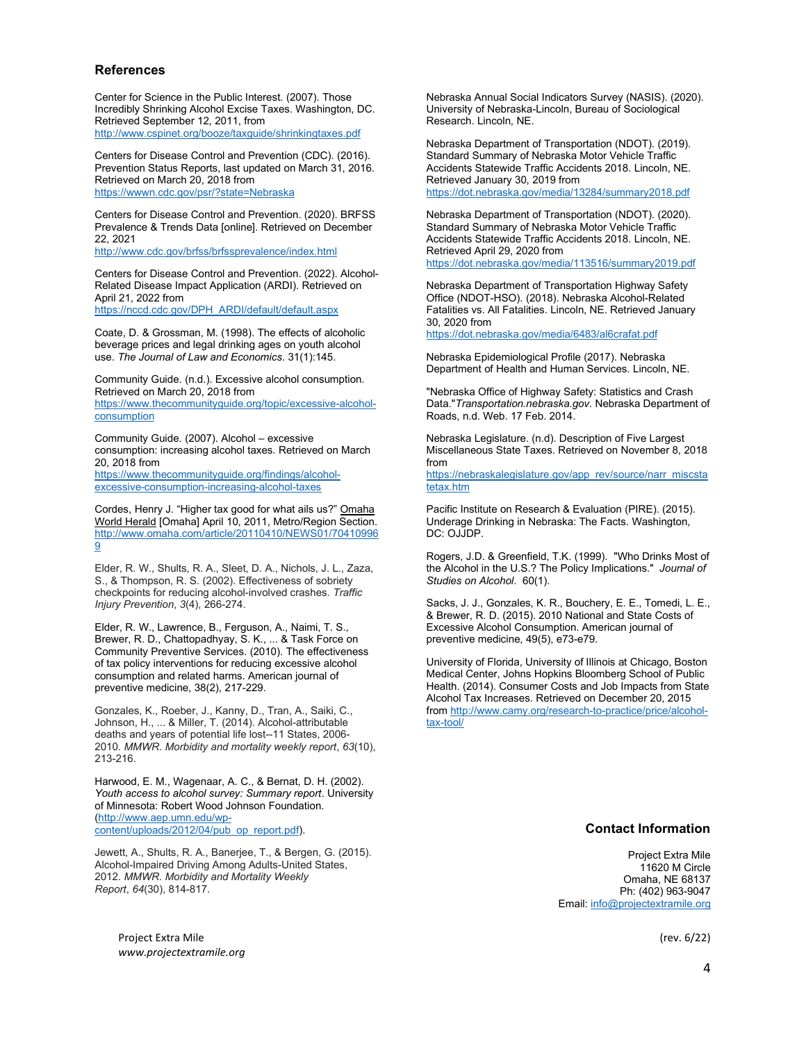## References

Center for Science in the Public Interest. (2007). Those Incredibly Shrinking Alcohol Excise Taxes. Washington, DC. Retrieved September 12, 2011, from http://www.cspinet.org/booze/taxguide/shrinkingtaxes.pdf

Centers for Disease Control and Prevention (CDC). (2016). Prevention Status Reports, last updated on March 31, 2016. Retrieved on March 20, 2018 from https://wwwn.cdc.gov/psr/?state=Nebraska

Centers for Disease Control and Prevention. (2020). BRFSS Prevalence & Trends Data [online]. Retrieved on December 22, 2021 http://www.cdc.gov/brfss/brfssprevalence/index.html

Centers for Disease Control and Prevention. (2022). Alcohol-Related Disease Impact Application (ARDI). Retrieved on April 21, 2022 from https://nccd.cdc.gov/DPH_ARDI/default/default.aspx

Coate, D. & Grossman, M. (1998). The effects of alcoholic beverage prices and legal drinking ages on youth alcohol use. *The Journal of Law and Economics*. 31(1):145.

Community Guide. (n.d.). Excessive alcohol consumption. Retrieved on March 20, 2018 from https://www.thecommunityguide.org/topic/excessive-alcohol-consumption

Community Guide. (2007). Alcohol – excessive consumption: increasing alcohol taxes. Retrieved on March 20, 2018 from https://www.thecommunityguide.org/findings/alcohol-excessive-consumption-increasing-alcohol-taxes

Cordes, Henry J. "Higher tax good for what ails us?" Omaha World Herald [Omaha] April 10, 2011, Metro/Region Section. http://www.omaha.com/article/20110410/NEWS01/704109969

Elder, R. W., Shults, R. A., Sleet, D. A., Nichols, J. L., Zaza, S., & Thompson, R. S. (2002). Effectiveness of sobriety checkpoints for reducing alcohol-involved crashes. *Traffic Injury Prevention*, *3*(4), 266-274.

Elder, R. W., Lawrence, B., Ferguson, A., Naimi, T. S., Brewer, R. D., Chattopadhyay, S. K., ... & Task Force on Community Preventive Services. (2010). The effectiveness of tax policy interventions for reducing excessive alcohol consumption and related harms. American journal of preventive medicine, 38(2), 217-229.

Gonzales, K., Roeber, J., Kanny, D., Tran, A., Saiki, C., Johnson, H., ... & Miller, T. (2014). Alcohol-attributable deaths and years of potential life lost--11 States, 2006-2010. *MMWR. Morbidity and mortality weekly report*, *63*(10), 213-216.

Harwood, E. M., Wagenaar, A. C., & Bernat, D. H. (2002). *Youth access to alcohol survey: Summary report*. University of Minnesota: Robert Wood Johnson Foundation. (http://www.aep.umn.edu/wp-content/uploads/2012/04/pub_op_report.pdf).

Jewett, A., Shults, R. A., Banerjee, T., & Bergen, G. (2015). Alcohol-Impaired Driving Among Adults-United States, 2012. *MMWR. Morbidity and Mortality Weekly Report*, *64*(30), 814-817.

Nebraska Annual Social Indicators Survey (NASIS). (2020). University of Nebraska-Lincoln, Bureau of Sociological Research. Lincoln, NE.

Nebraska Department of Transportation (NDOT). (2019). Standard Summary of Nebraska Motor Vehicle Traffic Accidents Statewide Traffic Accidents 2018. Lincoln, NE. Retrieved January 30, 2019 from https://dot.nebraska.gov/media/13284/summary2018.pdf

Nebraska Department of Transportation (NDOT). (2020). Standard Summary of Nebraska Motor Vehicle Traffic Accidents Statewide Traffic Accidents 2018. Lincoln, NE. Retrieved April 29, 2020 from https://dot.nebraska.gov/media/113516/summary2019.pdf

Nebraska Department of Transportation Highway Safety Office (NDOT-HSO). (2018). Nebraska Alcohol-Related Fatalities vs. All Fatalities. Lincoln, NE. Retrieved January 30, 2020 from https://dot.nebraska.gov/media/6483/al6crafat.pdf

Nebraska Epidemiological Profile (2017). Nebraska Department of Health and Human Services. Lincoln, NE.

"Nebraska Office of Highway Safety: Statistics and Crash Data."*Transportation.nebraska.gov*. Nebraska Department of Roads, n.d. Web. 17 Feb. 2014.

Nebraska Legislature. (n.d). Description of Five Largest Miscellaneous State Taxes. Retrieved on November 8, 2018 from https://nebraskalegislature.gov/app_rev/source/narr_miscstatetax.htm

Pacific Institute on Research & Evaluation (PIRE). (2015). Underage Drinking in Nebraska: The Facts. Washington, DC: OJJDP.

Rogers, J.D. & Greenfield, T.K. (1999). "Who Drinks Most of the Alcohol in the U.S.? The Policy Implications." *Journal of Studies on Alcohol*. 60(1).

Sacks, J. J., Gonzales, K. R., Bouchery, E. E., Tomedi, L. E., & Brewer, R. D. (2015). 2010 National and State Costs of Excessive Alcohol Consumption. American journal of preventive medicine, 49(5), e73-e79.

University of Florida, University of Illinois at Chicago, Boston Medical Center, Johns Hopkins Bloomberg School of Public Health. (2014). Consumer Costs and Job Impacts from State Alcohol Tax Increases. Retrieved on December 20, 2015 from http://www.camy.org/research-to-practice/price/alcohol-tax-tool/

## Contact Information

Project Extra Mile
11620 M Circle
Omaha, NE 68137
Ph: (402) 963-9047
Email: info@projectextramile.org

Project Extra Mile
*www.projectextramile.org*

(rev. 6/22)